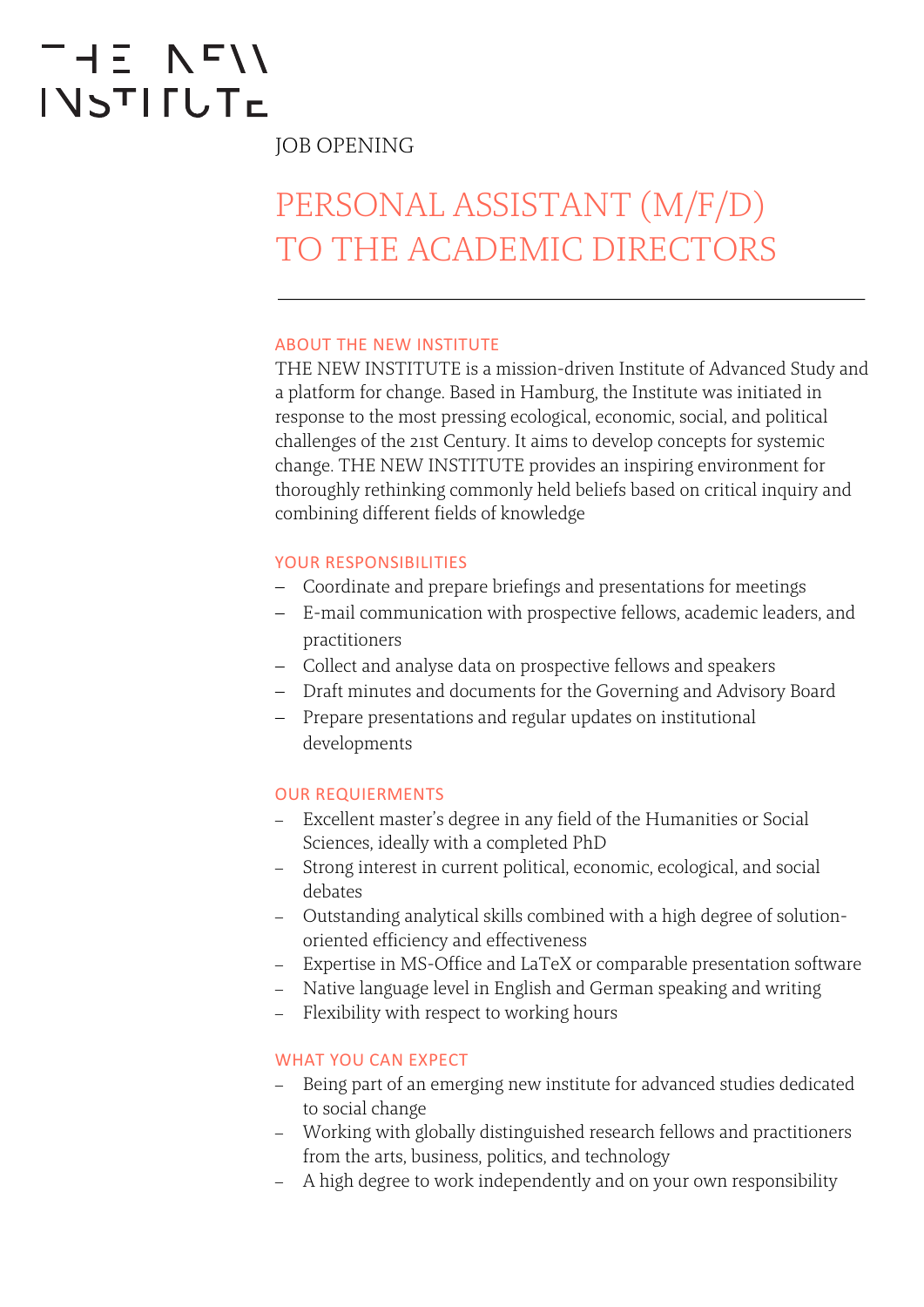THE NEW INSTITUTE

JOB OPENING

# PERSONAL ASSISTANT (M/F/D) TO THE ACADEMIC DIRECTORS

---

## ABOUT THE NEW INSTITUTE

THE NEW INSTITUTE is a mission-driven Institute of Advanced Study and a platform for change. Based in Hamburg, the Institute was initiated in response to the most pressing ecological, economic, social, and political challenges of the 21st Century. It aims to develop concepts for systemic change. THE NEW INSTITUTE provides an inspiring environment for thoroughly rethinking commonly held beliefs based on critical inquiry and combining different fields of knowledge

## YOUR RESPONSIBILITIES

- Coordinate and prepare briefings and presentations for meetings
- E-mail communication with prospective fellows, academic leaders, and practitioners
- Collect and analyse data on prospective fellows and speakers
- Draft minutes and documents for the Governing and Advisory Board
- Prepare presentations and regular updates on institutional developments

## OUR REQUIERMENTS

- Excellent master's degree in any field of the Humanities or Social Sciences, ideally with a completed PhD
- Strong interest in current political, economic, ecological, and social debates
- Outstanding analytical skills combined with a high degree of solution-oriented efficiency and effectiveness
- Expertise in MS-Office and LaTeX or comparable presentation software
- Native language level in English and German speaking and writing
- Flexibility with respect to working hours

## WHAT YOU CAN EXPECT

- Being part of an emerging new institute for advanced studies dedicated to social change
- Working with globally distinguished research fellows and practitioners from the arts, business, politics, and technology
- A high degree to work independently and on your own responsibility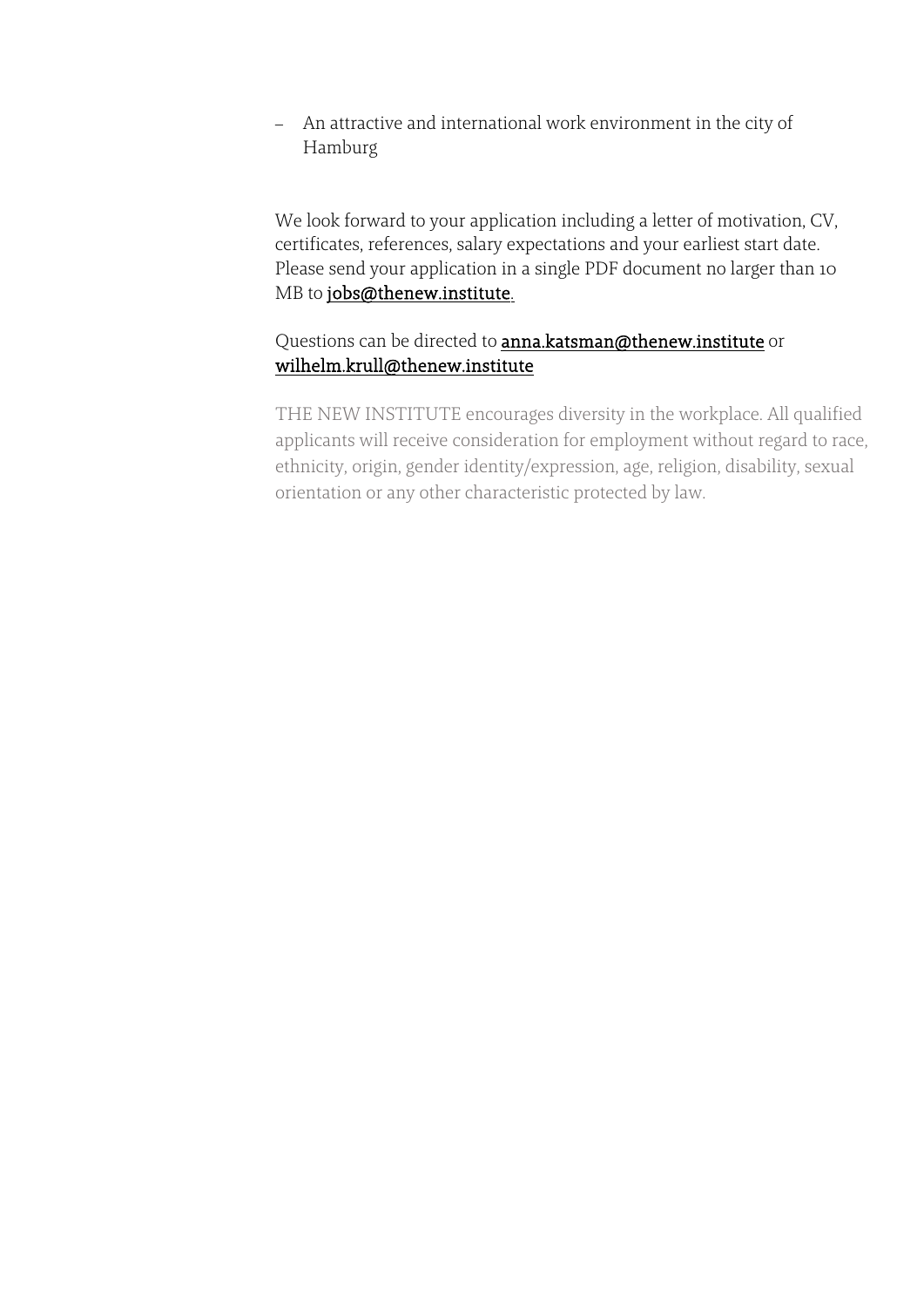- An attractive and international work environment in the city of Hamburg

We look forward to your application including a letter of motivation, CV, certificates, references, salary expectations and your earliest start date. Please send your application in a single PDF document no larger than 10 MB to jobs@thenew.institute.

Questions can be directed to anna.katsman@thenew.institute or wilhelm.krull@thenew.institute

THE NEW INSTITUTE encourages diversity in the workplace. All qualified applicants will receive consideration for employment without regard to race, ethnicity, origin, gender identity/expression, age, religion, disability, sexual orientation or any other characteristic protected by law.